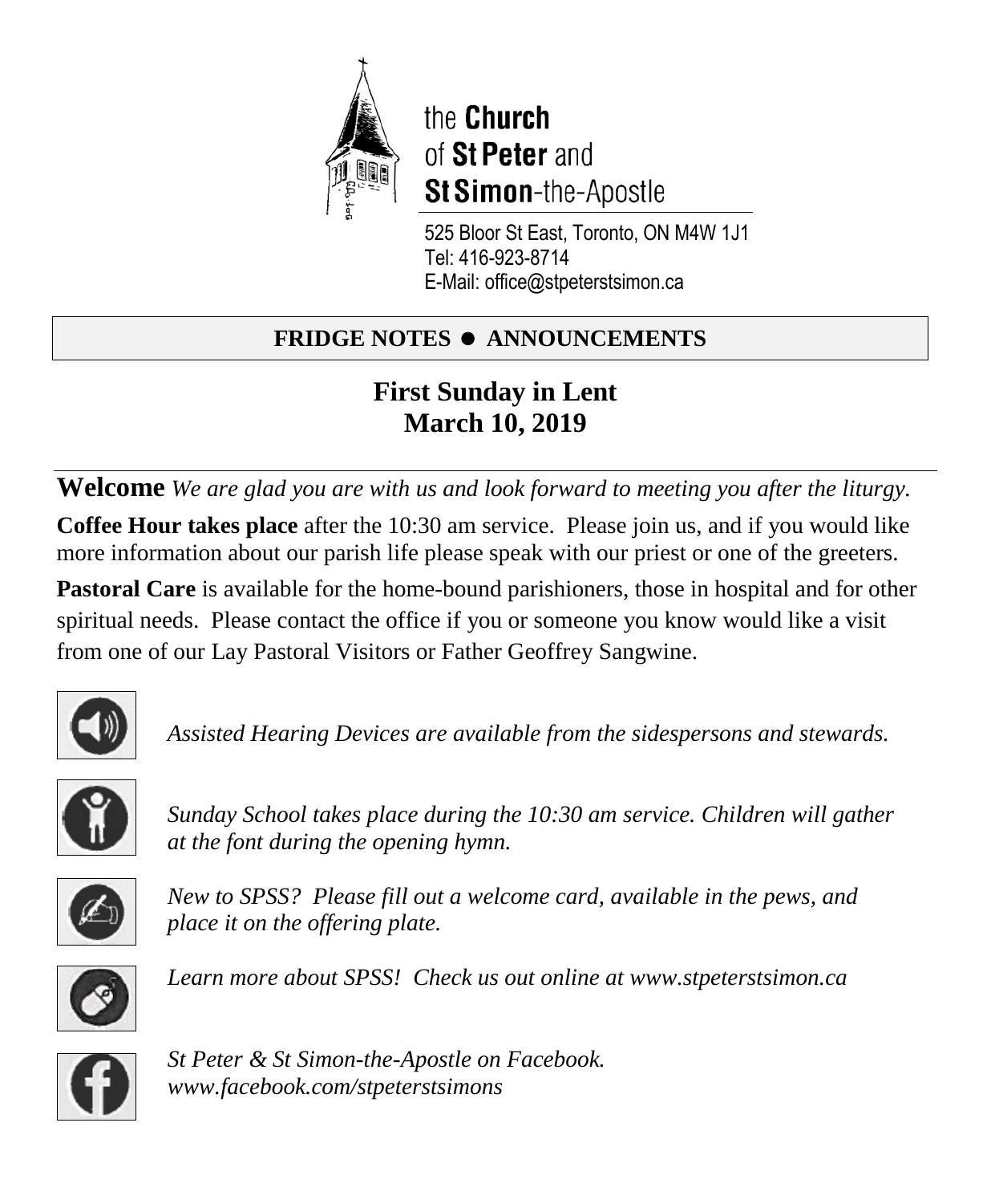the **Church**
of **St Peter** and
**St Simon**-the-Apostle

525 Bloor St East, Toronto, ON M4W 1J1
Tel: 416-923-8714
E-Mail: office@stpeterstsimon.ca

**FRIDGE NOTES ● ANNOUNCEMENTS**

# First Sunday in Lent
## March 10, 2019

**Welcome** *We are glad you are with us and look forward to meeting you after the liturgy.*

**Coffee Hour takes place** after the 10:30 am service. Please join us, and if you would like more information about our parish life please speak with our priest or one of the greeters.

**Pastoral Care** is available for the home-bound parishioners, those in hospital and for other spiritual needs. Please contact the office if you or someone you know would like a visit from one of our Lay Pastoral Visitors or Father Geoffrey Sangwine.

*Assisted Hearing Devices are available from the sidespersons and stewards.*

*Sunday School takes place during the 10:30 am service. Children will gather at the font during the opening hymn.*

*New to SPSS? Please fill out a welcome card, available in the pews, and place it on the offering plate.*

*Learn more about SPSS! Check us out online at www.stpeterstsimon.ca*

*St Peter & St Simon-the-Apostle on Facebook.*
*www.facebook.com/stpeterstsimons*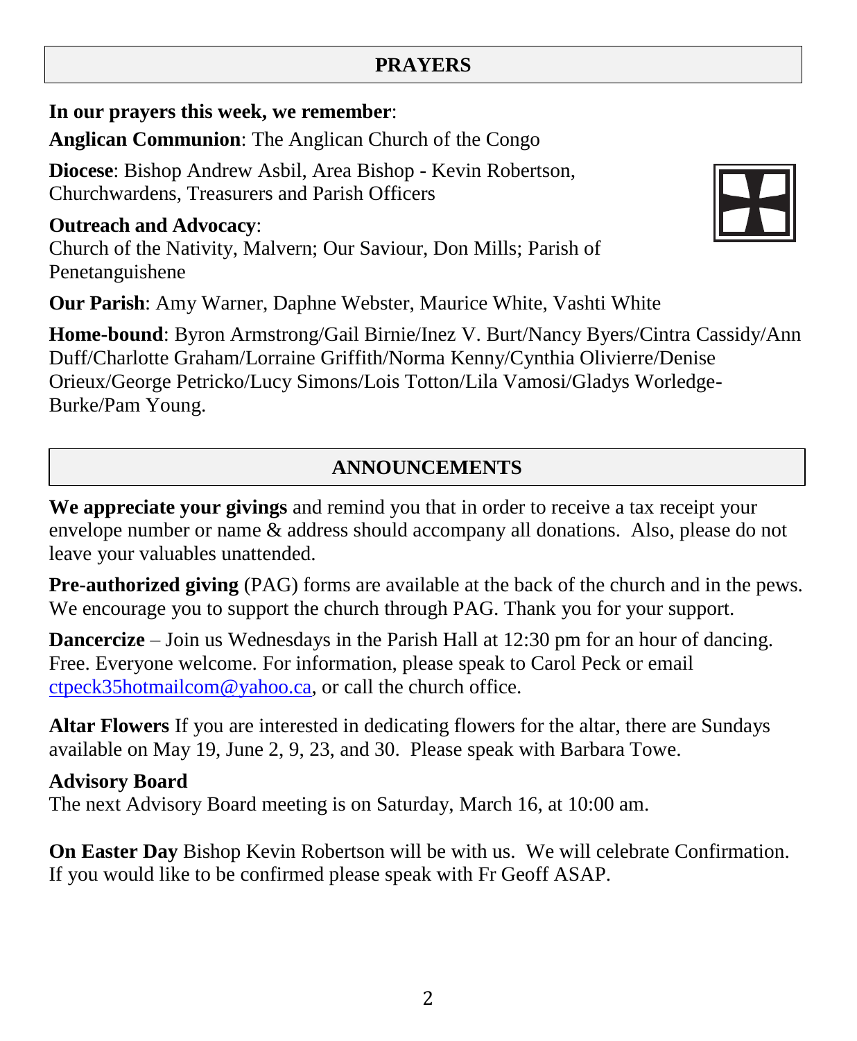## PRAYERS

**In our prayers this week, we remember**:

**Anglican Communion**: The Anglican Church of the Congo

**Diocese**: Bishop Andrew Asbil, Area Bishop - Kevin Robertson, Churchwardens, Treasurers and Parish Officers

**Outreach and Advocacy**:
Church of the Nativity, Malvern; Our Saviour, Don Mills; Parish of Penetanguishene

**Our Parish**: Amy Warner, Daphne Webster, Maurice White, Vashti White

**Home-bound**: Byron Armstrong/Gail Birnie/Inez V. Burt/Nancy Byers/Cintra Cassidy/Ann Duff/Charlotte Graham/Lorraine Griffith/Norma Kenny/Cynthia Olivierre/Denise Orieux/George Petricko/Lucy Simons/Lois Totton/Lila Vamosi/Gladys Worledge-Burke/Pam Young.

## ANNOUNCEMENTS

**We appreciate your givings** and remind you that in order to receive a tax receipt your envelope number or name & address should accompany all donations. Also, please do not leave your valuables unattended.

**Pre-authorized giving** (PAG) forms are available at the back of the church and in the pews. We encourage you to support the church through PAG. Thank you for your support.

**Dancercize** – Join us Wednesdays in the Parish Hall at 12:30 pm for an hour of dancing. Free. Everyone welcome. For information, please speak to Carol Peck or email ctpeck35hotmailcom@yahoo.ca, or call the church office.

**Altar Flowers** If you are interested in dedicating flowers for the altar, there are Sundays available on May 19, June 2, 9, 23, and 30. Please speak with Barbara Towe.

**Advisory Board**
The next Advisory Board meeting is on Saturday, March 16, at 10:00 am.

**On Easter Day** Bishop Kevin Robertson will be with us. We will celebrate Confirmation. If you would like to be confirmed please speak with Fr Geoff ASAP.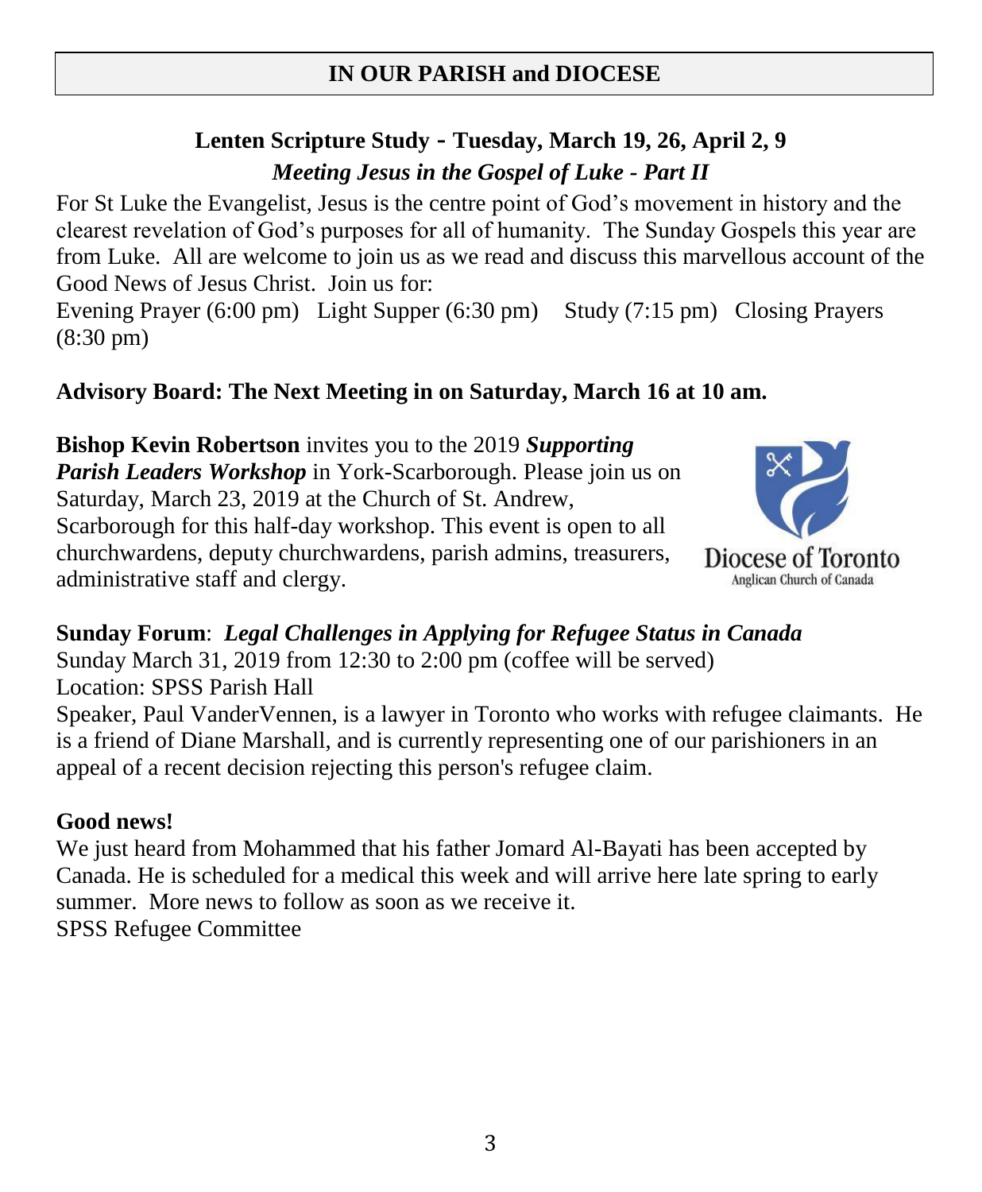## IN OUR PARISH and DIOCESE

### Lenten Scripture Study - Tuesday, March 19, 26, April 2, 9

***Meeting Jesus in the Gospel of Luke - Part II***

For St Luke the Evangelist, Jesus is the centre point of God's movement in history and the clearest revelation of God's purposes for all of humanity. The Sunday Gospels this year are from Luke. All are welcome to join us as we read and discuss this marvellous account of the Good News of Jesus Christ. Join us for:

Evening Prayer (6:00 pm) Light Supper (6:30 pm) Study (7:15 pm) Closing Prayers (8:30 pm)

**Advisory Board: The Next Meeting in on Saturday, March 16 at 10 am.**

**Bishop Kevin Robertson** invites you to the 2019 ***Supporting Parish Leaders Workshop*** in York-Scarborough. Please join us on Saturday, March 23, 2019 at the Church of St. Andrew, Scarborough for this half-day workshop. This event is open to all churchwardens, deputy churchwardens, parish admins, treasurers, administrative staff and clergy.

Diocese of Toronto
Anglican Church of Canada

**Sunday Forum**: ***Legal Challenges in Applying for Refugee Status in Canada***

Sunday March 31, 2019 from 12:30 to 2:00 pm (coffee will be served)

Location: SPSS Parish Hall

Speaker, Paul VanderVennen, is a lawyer in Toronto who works with refugee claimants. He is a friend of Diane Marshall, and is currently representing one of our parishioners in an appeal of a recent decision rejecting this person's refugee claim.

**Good news!**

We just heard from Mohammed that his father Jomard Al-Bayati has been accepted by Canada. He is scheduled for a medical this week and will arrive here late spring to early summer. More news to follow as soon as we receive it.

SPSS Refugee Committee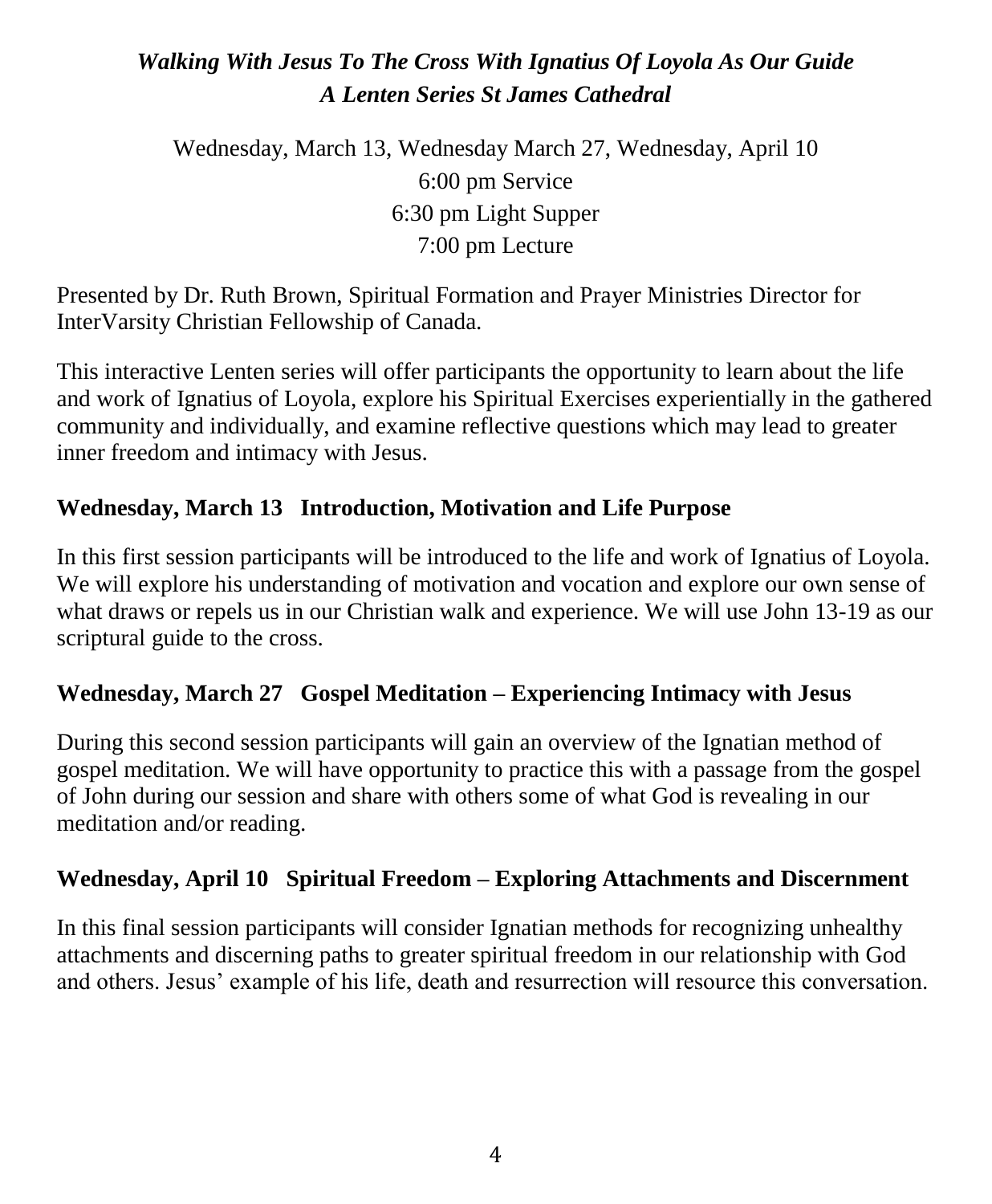## *Walking With Jesus To The Cross With Ignatius Of Loyola As Our Guide*
## *A Lenten Series St James Cathedral*

Wednesday, March 13, Wednesday March 27, Wednesday, April 10
6:00 pm Service
6:30 pm Light Supper
7:00 pm Lecture

Presented by Dr. Ruth Brown, Spiritual Formation and Prayer Ministries Director for InterVarsity Christian Fellowship of Canada.

This interactive Lenten series will offer participants the opportunity to learn about the life and work of Ignatius of Loyola, explore his Spiritual Exercises experientially in the gathered community and individually, and examine reflective questions which may lead to greater inner freedom and intimacy with Jesus.

**Wednesday, March 13 Introduction, Motivation and Life Purpose**

In this first session participants will be introduced to the life and work of Ignatius of Loyola. We will explore his understanding of motivation and vocation and explore our own sense of what draws or repels us in our Christian walk and experience. We will use John 13-19 as our scriptural guide to the cross.

**Wednesday, March 27 Gospel Meditation – Experiencing Intimacy with Jesus**

During this second session participants will gain an overview of the Ignatian method of gospel meditation. We will have opportunity to practice this with a passage from the gospel of John during our session and share with others some of what God is revealing in our meditation and/or reading.

**Wednesday, April 10 Spiritual Freedom – Exploring Attachments and Discernment**

In this final session participants will consider Ignatian methods for recognizing unhealthy attachments and discerning paths to greater spiritual freedom in our relationship with God and others. Jesus' example of his life, death and resurrection will resource this conversation.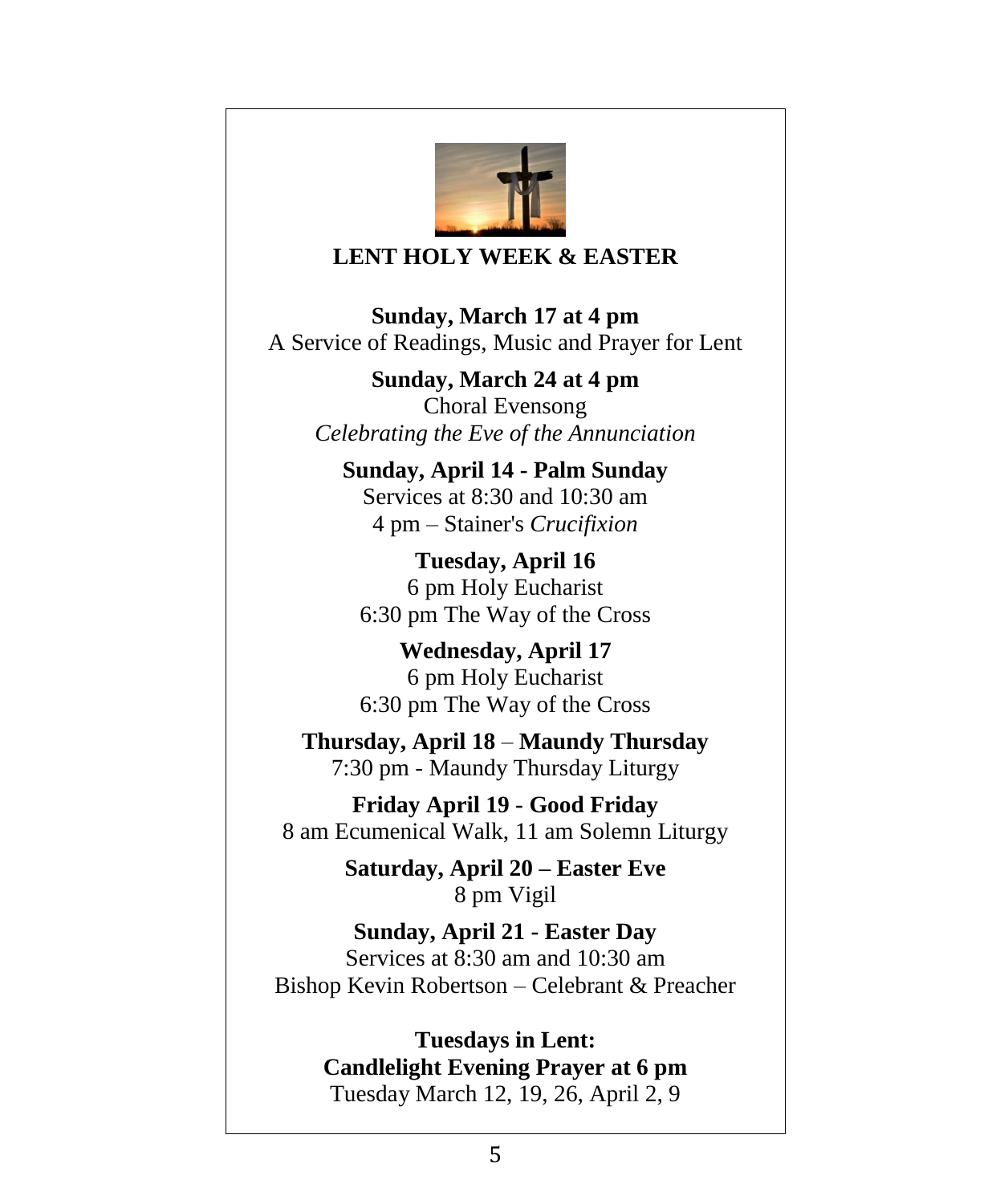## LENT HOLY WEEK & EASTER

**Sunday, March 17 at 4 pm**
A Service of Readings, Music and Prayer for Lent

**Sunday, March 24 at 4 pm**
Choral Evensong
*Celebrating the Eve of the Annunciation*

**Sunday, April 14 - Palm Sunday**
Services at 8:30 and 10:30 am
4 pm – Stainer's *Crucifixion*

**Tuesday, April 16**
6 pm Holy Eucharist
6:30 pm The Way of the Cross

**Wednesday, April 17**
6 pm Holy Eucharist
6:30 pm The Way of the Cross

**Thursday, April 18** – **Maundy Thursday**
7:30 pm - Maundy Thursday Liturgy

**Friday April 19 - Good Friday**
8 am Ecumenical Walk, 11 am Solemn Liturgy

**Saturday, April 20 – Easter Eve**
8 pm Vigil

**Sunday, April 21 - Easter Day**
Services at 8:30 am and 10:30 am
Bishop Kevin Robertson – Celebrant & Preacher

**Tuesdays in Lent:**
**Candlelight Evening Prayer at 6 pm**
Tuesday March 12, 19, 26, April 2, 9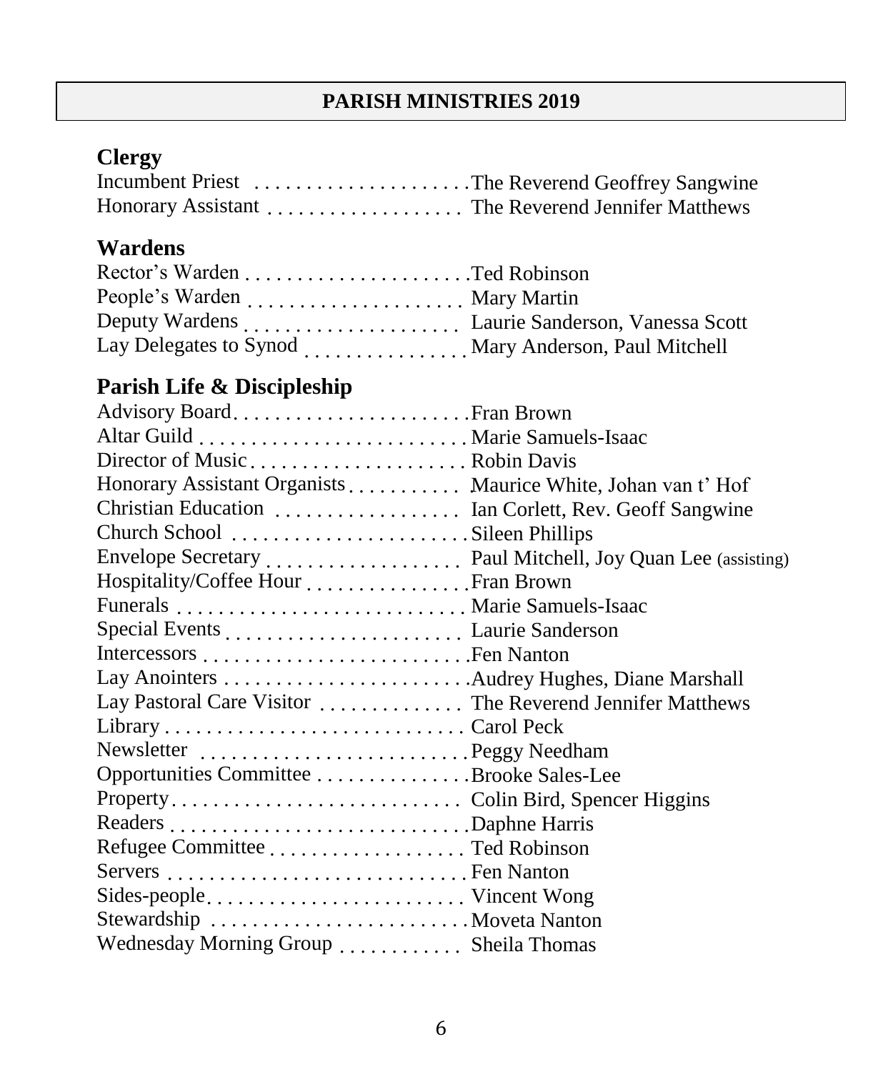# PARISH MINISTRIES 2019

## Clergy

| | |
|---|---|
| Incumbent Priest | The Reverend Geoffrey Sangwine |
| Honorary Assistant | The Reverend Jennifer Matthews |

## Wardens

| | |
|---|---|
| Rector's Warden | Ted Robinson |
| People's Warden | Mary Martin |
| Deputy Wardens | Laurie Sanderson, Vanessa Scott |
| Lay Delegates to Synod | Mary Anderson, Paul Mitchell |

## Parish Life & Discipleship

| | |
|---|---|
| Advisory Board | Fran Brown |
| Altar Guild | Marie Samuels-Isaac |
| Director of Music | Robin Davis |
| Honorary Assistant Organists | Maurice White, Johan van t' Hof |
| Christian Education | Ian Corlett, Rev. Geoff Sangwine |
| Church School | Sileen Phillips |
| Envelope Secretary | Paul Mitchell, Joy Quan Lee (assisting) |
| Hospitality/Coffee Hour | Fran Brown |
| Funerals | Marie Samuels-Isaac |
| Special Events | Laurie Sanderson |
| Intercessors | Fen Nanton |
| Lay Anointers | Audrey Hughes, Diane Marshall |
| Lay Pastoral Care Visitor | The Reverend Jennifer Matthews |
| Library | Carol Peck |
| Newsletter | Peggy Needham |
| Opportunities Committee | Brooke Sales-Lee |
| Property | Colin Bird, Spencer Higgins |
| Readers | Daphne Harris |
| Refugee Committee | Ted Robinson |
| Servers | Fen Nanton |
| Sides-people | Vincent Wong |
| Stewardship | Moveta Nanton |
| Wednesday Morning Group | Sheila Thomas |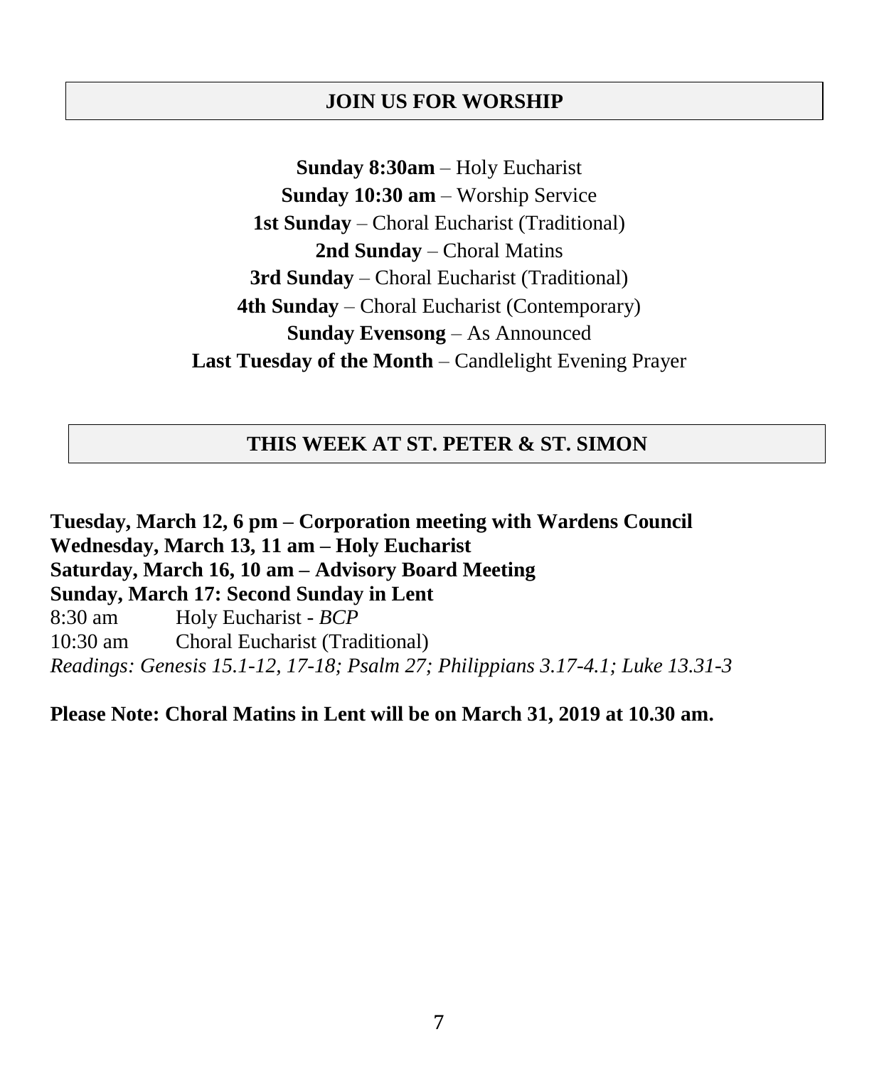## JOIN US FOR WORSHIP

**Sunday 8:30am** – Holy Eucharist
**Sunday 10:30 am** – Worship Service
**1st Sunday** – Choral Eucharist (Traditional)
**2nd Sunday** – Choral Matins
**3rd Sunday** – Choral Eucharist (Traditional)
**4th Sunday** – Choral Eucharist (Contemporary)
**Sunday Evensong** – As Announced
**Last Tuesday of the Month** – Candlelight Evening Prayer

## THIS WEEK AT ST. PETER & ST. SIMON

**Tuesday, March 12, 6 pm – Corporation meeting with Wardens Council**
**Wednesday, March 13, 11 am – Holy Eucharist**
**Saturday, March 16, 10 am – Advisory Board Meeting**
**Sunday, March 17: Second Sunday in Lent**
8:30 am Holy Eucharist - *BCP*
10:30 am Choral Eucharist (Traditional)
*Readings: Genesis 15.1-12, 17-18; Psalm 27; Philippians 3.17-4.1; Luke 13.31-3*

**Please Note: Choral Matins in Lent will be on March 31, 2019 at 10.30 am.**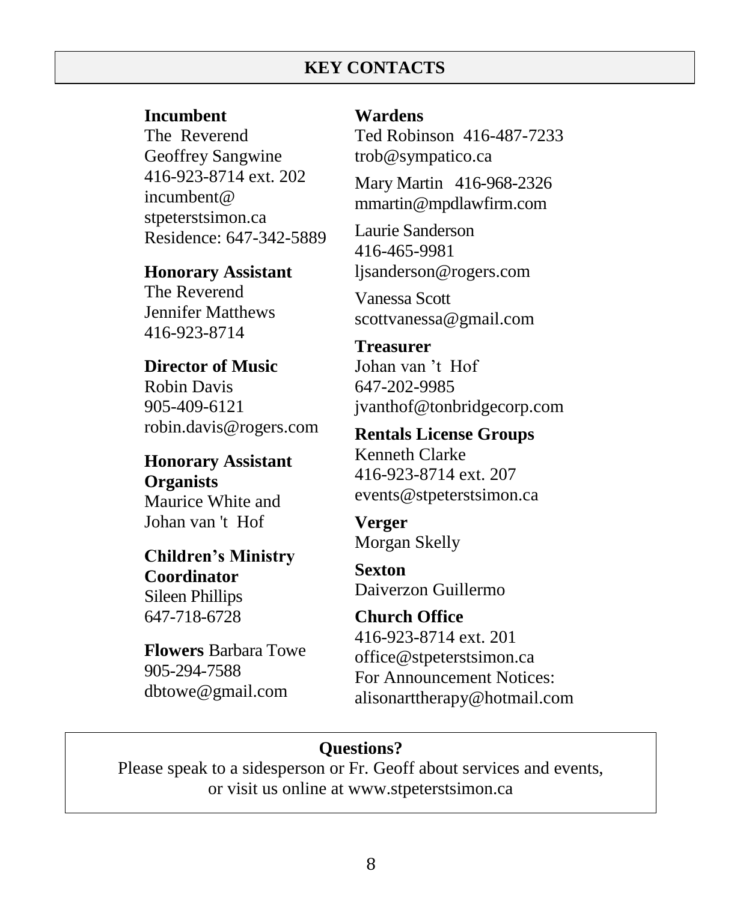## KEY CONTACTS

**Incumbent**
The Reverend
Geoffrey Sangwine
416-923-8714 ext. 202
incumbent@
stpeterstsimon.ca
Residence: 647-342-5889

**Honorary Assistant**
The Reverend
Jennifer Matthews
416-923-8714

**Director of Music**
Robin Davis
905-409-6121
robin.davis@rogers.com

**Honorary Assistant Organists**
Maurice White and
Johan van 't Hof

**Children's Ministry Coordinator**
Sileen Phillips
647-718-6728

**Flowers** Barbara Towe
905-294-7588
dbtowe@gmail.com

**Wardens**
Ted Robinson 416-487-7233
trob@sympatico.ca

Mary Martin 416-968-2326
mmartin@mpdlawfirm.com

Laurie Sanderson
416-465-9981
ljsanderson@rogers.com

Vanessa Scott
scottvanessa@gmail.com

**Treasurer**
Johan van 't Hof
647-202-9985
jvanthof@tonbridgecorp.com

**Rentals License Groups**
Kenneth Clarke
416-923-8714 ext. 207
events@stpeterstsimon.ca

**Verger**
Morgan Skelly

**Sexton**
Daiverzon Guillermo

**Church Office**
416-923-8714 ext. 201
office@stpeterstsimon.ca
For Announcement Notices:
alisonarttherapy@hotmail.com

**Questions?**
Please speak to a sidesperson or Fr. Geoff about services and events, or visit us online at www.stpeterstsimon.ca